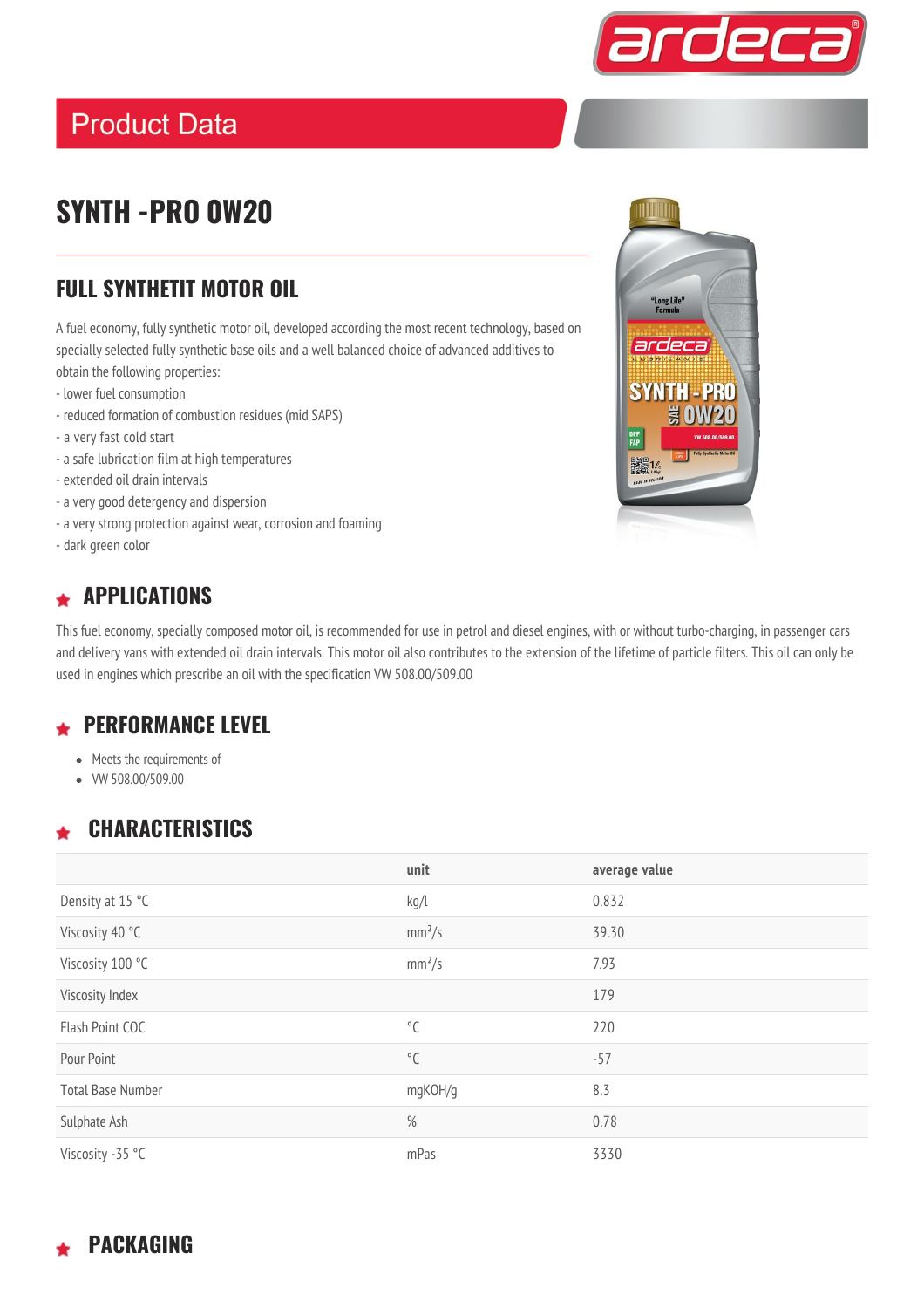# Product Data

## SYNTH -PRO 0W20

## FULL SYNTHETIT MOTOR OIL

A fuel economy, fully synthetic motor oil, developed according the most recent technology, based on specially selected fully synthetic base oils and a well balanced choice of advanced additives to obtain the following properties:

- lower fuel consumption
- reduced formation of combustion residues (mid SAPS)
- a very fast cold start
- a safe lubrication film at high temperatures
- extended oil drain intervals
- a very good detergency and dispersion
- a very strong protection against wear, corrosion and foaming
- dark green color

## APPLICATIONS

This fuel economy, specially composed motor oil, is recommended for use in petrol and diesel engines, with or without turbo-charging, in passenger cars and delivery vans with extended oil drain intervals. This motor oil also contributes to the extension of the lifetime of particle filters. This oil can only be used in engines which prescribe an oil with the specification VW 508.00/509.00

## PERFORMANCE LEVEL

- Meets the requirements of
- VW 508.00/509.00

## CHARACTERISTICS

| | unit | average value |
|---|---|---|
| Density at 15 °C | kg/l | 0.832 |
| Viscosity 40 °C | $mm^2/s$ | 39.30 |
| Viscosity 100 °C | $mm^2/s$ | 7.93 |
| Viscosity Index | | 179 |
| Flash Point COC | °C | 220 |
| Pour Point | °C | -57 |
| Total Base Number | mgKOH/g | 8.3 |
| Sulphate Ash | % | 0.78 |
| Viscosity -35 °C | mPas | 3330 |

## PACKAGING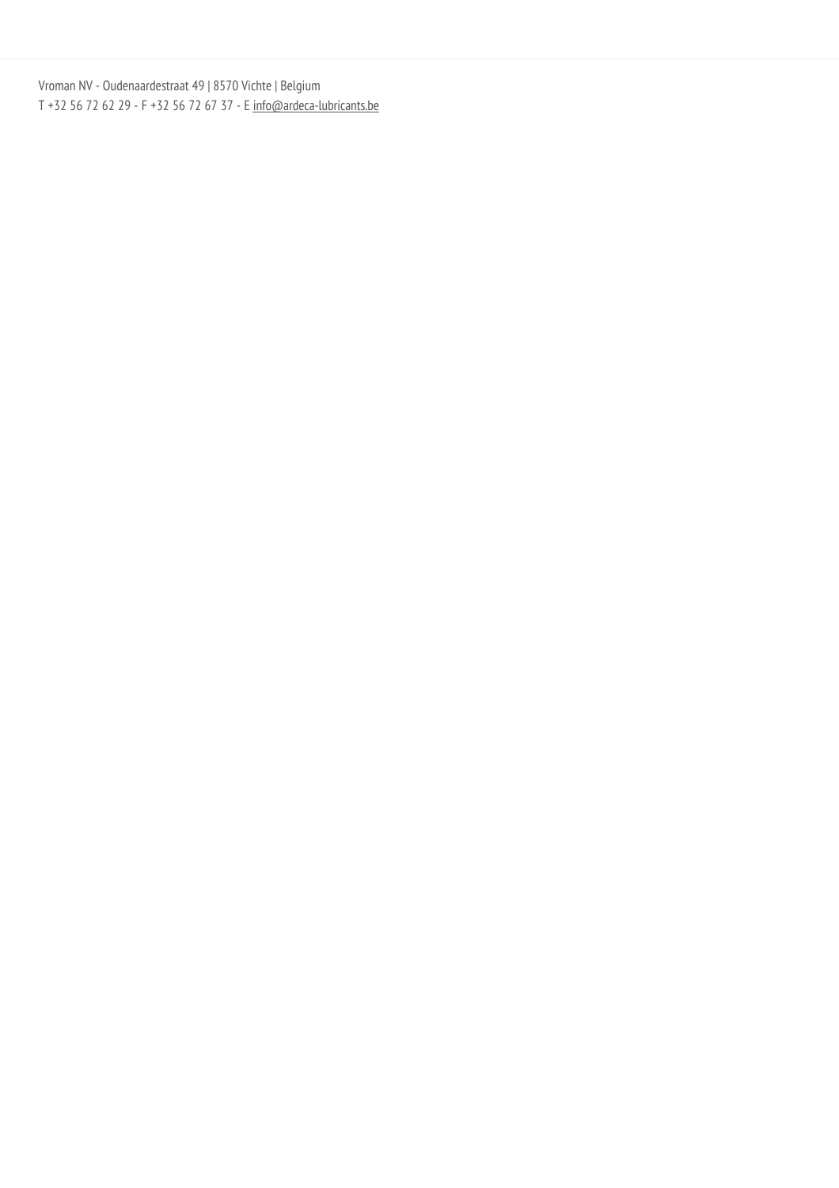Vroman NV - Oudenaardestraat 49 | 8570 Vichte | Belgium
T +32 56 72 62 29 - F +32 56 72 67 37 - E info@ardeca-lubricants.be